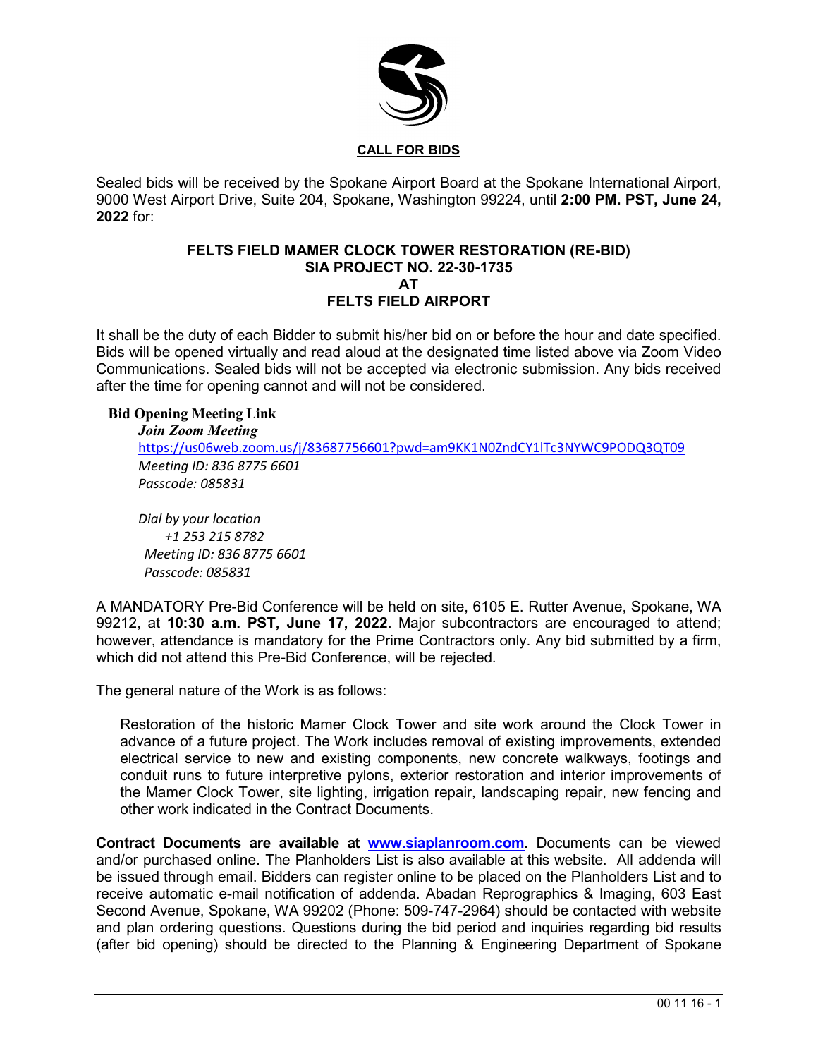## CALL FOR BIDS

Sealed bids will be received by the Spokane Airport Board at the Spokane International Airport, 9000 West Airport Drive, Suite 204, Spokane, Washington 99224, until **2:00 PM. PST, June 24, 2022** for:

### FELTS FIELD MAMER CLOCK TOWER RESTORATION (RE-BID)
### SIA PROJECT NO. 22-30-1735
### AT
### FELTS FIELD AIRPORT

It shall be the duty of each Bidder to submit his/her bid on or before the hour and date specified. Bids will be opened virtually and read aloud at the designated time listed above via Zoom Video Communications. Sealed bids will not be accepted via electronic submission. Any bids received after the time for opening cannot and will not be considered.

**Bid Opening Meeting Link**

***Join Zoom Meeting***
https://us06web.zoom.us/j/83687756601?pwd=am9KK1N0ZndCY1lTc3NYWC9PODQ3QT09
*Meeting ID: 836 8775 6601*
*Passcode: 085831*

*Dial by your location*
*+1 253 215 8782*
*Meeting ID: 836 8775 6601*
*Passcode: 085831*

A MANDATORY Pre-Bid Conference will be held on site, 6105 E. Rutter Avenue, Spokane, WA 99212, at **10:30 a.m. PST, June 17, 2022.** Major subcontractors are encouraged to attend; however, attendance is mandatory for the Prime Contractors only. Any bid submitted by a firm, which did not attend this Pre-Bid Conference, will be rejected.

The general nature of the Work is as follows:

> Restoration of the historic Mamer Clock Tower and site work around the Clock Tower in advance of a future project. The Work includes removal of existing improvements, extended electrical service to new and existing components, new concrete walkways, footings and conduit runs to future interpretive pylons, exterior restoration and interior improvements of the Mamer Clock Tower, site lighting, irrigation repair, landscaping repair, new fencing and other work indicated in the Contract Documents.

**Contract Documents are available at [www.siaplanroom.com](http://www.siaplanroom.com).** Documents can be viewed and/or purchased online. The Planholders List is also available at this website. All addenda will be issued through email. Bidders can register online to be placed on the Planholders List and to receive automatic e-mail notification of addenda. Abadan Reprographics & Imaging, 603 East Second Avenue, Spokane, WA 99202 (Phone: 509-747-2964) should be contacted with website and plan ordering questions. Questions during the bid period and inquiries regarding bid results (after bid opening) should be directed to the Planning & Engineering Department of Spokane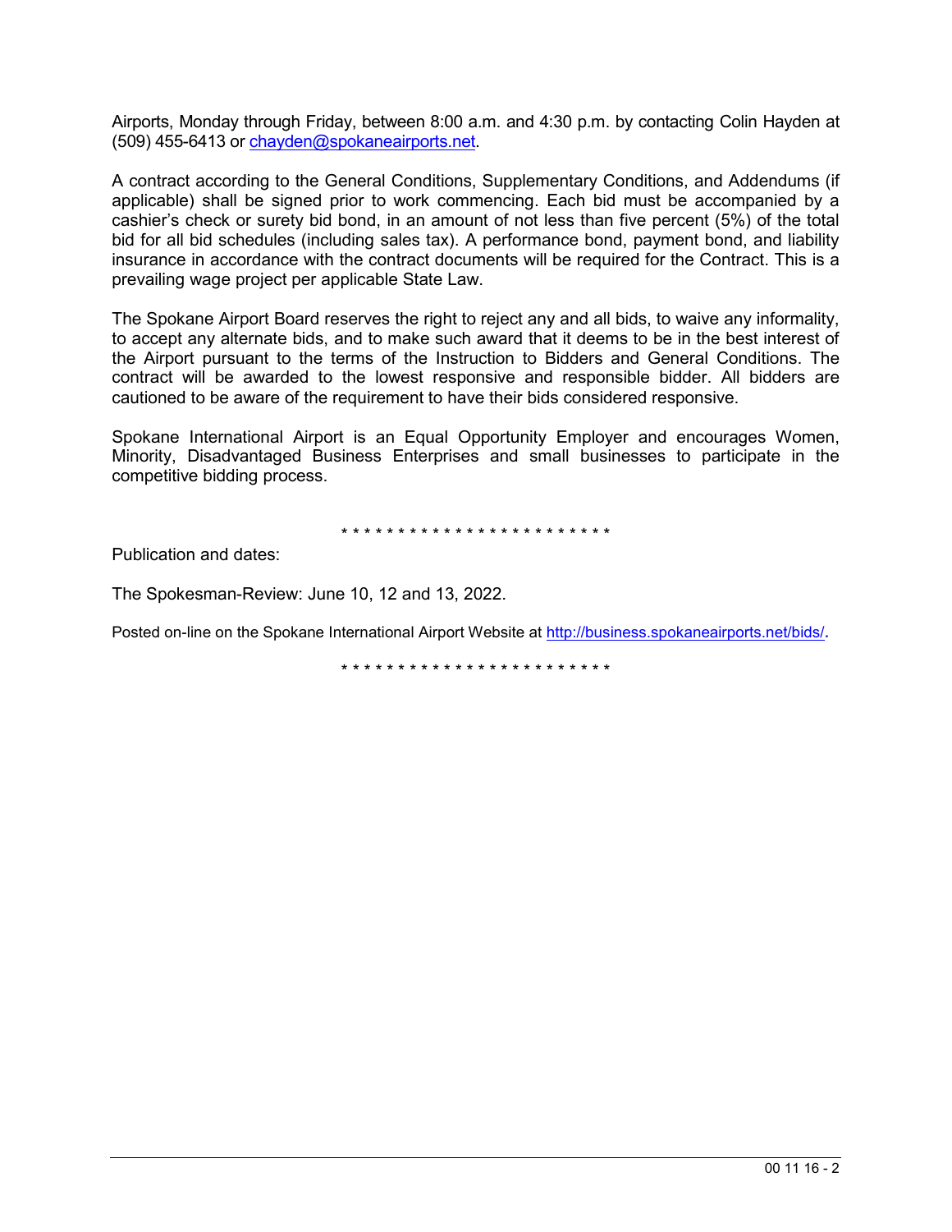Airports, Monday through Friday, between 8:00 a.m. and 4:30 p.m. by contacting Colin Hayden at (509) 455-6413 or chayden@spokaneairports.net.

A contract according to the General Conditions, Supplementary Conditions, and Addendums (if applicable) shall be signed prior to work commencing. Each bid must be accompanied by a cashier's check or surety bid bond, in an amount of not less than five percent (5%) of the total bid for all bid schedules (including sales tax). A performance bond, payment bond, and liability insurance in accordance with the contract documents will be required for the Contract. This is a prevailing wage project per applicable State Law.

The Spokane Airport Board reserves the right to reject any and all bids, to waive any informality, to accept any alternate bids, and to make such award that it deems to be in the best interest of the Airport pursuant to the terms of the Instruction to Bidders and General Conditions. The contract will be awarded to the lowest responsive and responsible bidder. All bidders are cautioned to be aware of the requirement to have their bids considered responsive.

Spokane International Airport is an Equal Opportunity Employer and encourages Women, Minority, Disadvantaged Business Enterprises and small businesses to participate in the competitive bidding process.

* * * * * * * * * * * * * * * * * * * * * * * * *

Publication and dates:

The Spokesman-Review: June 10, 12 and 13, 2022.

Posted on-line on the Spokane International Airport Website at http://business.spokaneairports.net/bids/.

* * * * * * * * * * * * * * * * * * * * * * * * *